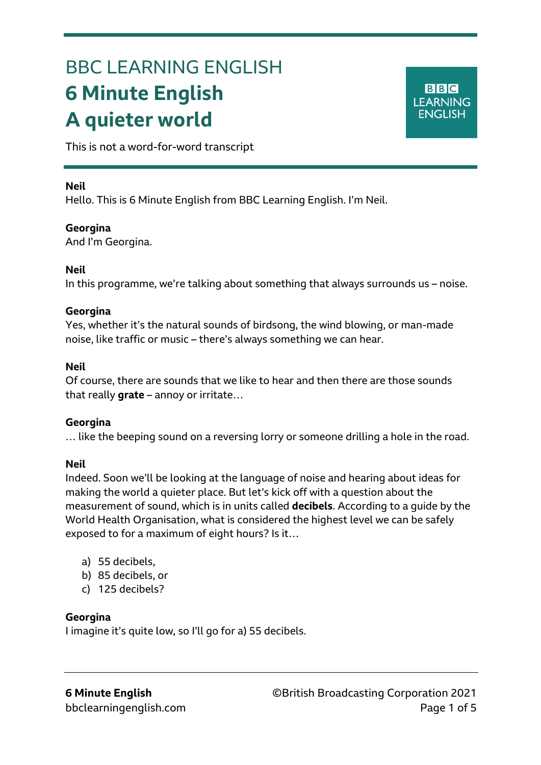# BBC LEARNING ENGLISH

# 6 Minute English

# A quieter world

This is not a word-for-word transcript

**Neil**
Hello. This is 6 Minute English from BBC Learning English. I'm Neil.

**Georgina**
And I'm Georgina.

**Neil**
In this programme, we're talking about something that always surrounds us – noise.

**Georgina**
Yes, whether it's the natural sounds of birdsong, the wind blowing, or man-made noise, like traffic or music – there's always something we can hear.

**Neil**
Of course, there are sounds that we like to hear and then there are those sounds that really **grate** – annoy or irritate…

**Georgina**
… like the beeping sound on a reversing lorry or someone drilling a hole in the road.

**Neil**
Indeed. Soon we'll be looking at the language of noise and hearing about ideas for making the world a quieter place. But let's kick off with a question about the measurement of sound, which is in units called **decibels**. According to a guide by the World Health Organisation, what is considered the highest level we can be safely exposed to for a maximum of eight hours? Is it…

a) 55 decibels,
b) 85 decibels, or
c) 125 decibels?

**Georgina**
I imagine it's quite low, so I'll go for a) 55 decibels.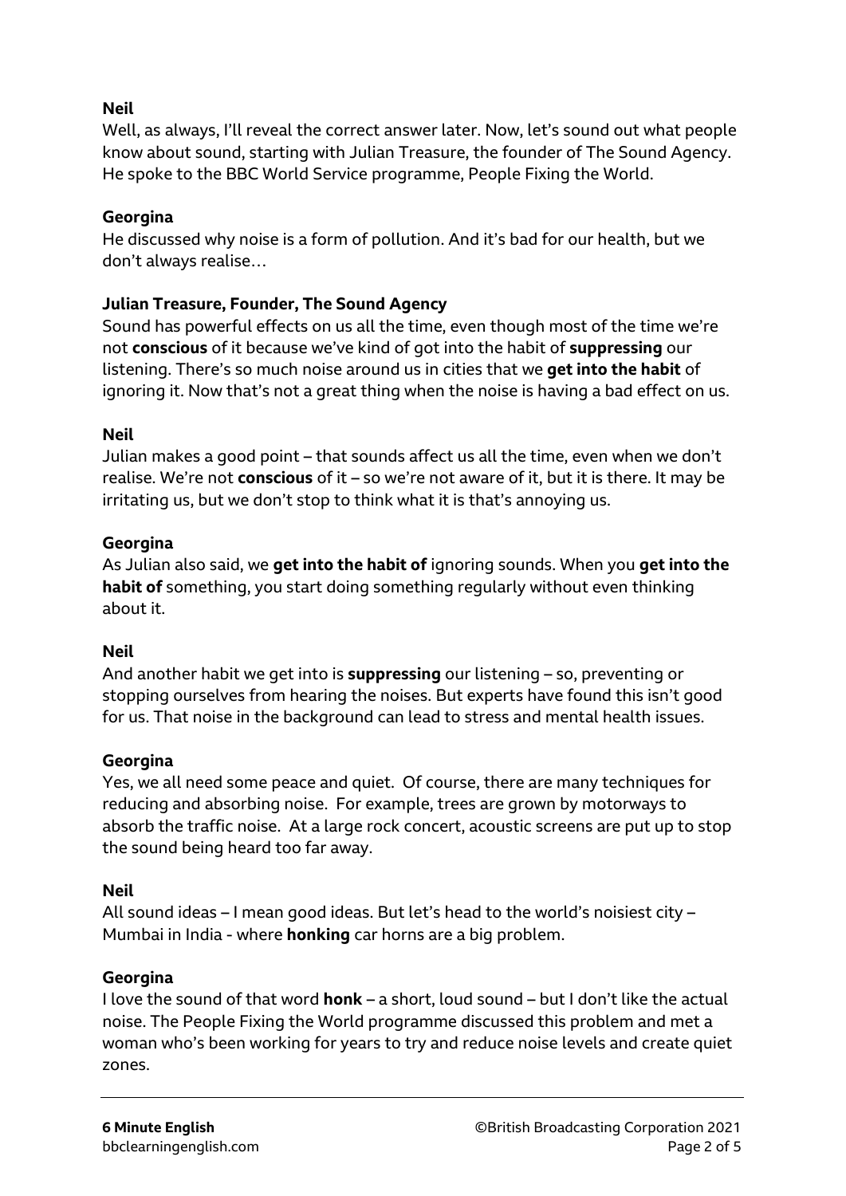**Neil**

Well, as always, I'll reveal the correct answer later. Now, let's sound out what people know about sound, starting with Julian Treasure, the founder of The Sound Agency. He spoke to the BBC World Service programme, People Fixing the World.

**Georgina**

He discussed why noise is a form of pollution. And it's bad for our health, but we don't always realise…

**Julian Treasure, Founder, The Sound Agency**

Sound has powerful effects on us all the time, even though most of the time we're not **conscious** of it because we've kind of got into the habit of **suppressing** our listening. There's so much noise around us in cities that we **get into the habit** of ignoring it. Now that's not a great thing when the noise is having a bad effect on us.

**Neil**

Julian makes a good point – that sounds affect us all the time, even when we don't realise. We're not **conscious** of it – so we're not aware of it, but it is there. It may be irritating us, but we don't stop to think what it is that's annoying us.

**Georgina**

As Julian also said, we **get into the habit of** ignoring sounds. When you **get into the habit of** something, you start doing something regularly without even thinking about it.

**Neil**

And another habit we get into is **suppressing** our listening – so, preventing or stopping ourselves from hearing the noises. But experts have found this isn't good for us. That noise in the background can lead to stress and mental health issues.

**Georgina**

Yes, we all need some peace and quiet. Of course, there are many techniques for reducing and absorbing noise. For example, trees are grown by motorways to absorb the traffic noise. At a large rock concert, acoustic screens are put up to stop the sound being heard too far away.

**Neil**

All sound ideas – I mean good ideas. But let's head to the world's noisiest city – Mumbai in India - where **honking** car horns are a big problem.

**Georgina**

I love the sound of that word **honk** – a short, loud sound – but I don't like the actual noise. The People Fixing the World programme discussed this problem and met a woman who's been working for years to try and reduce noise levels and create quiet zones.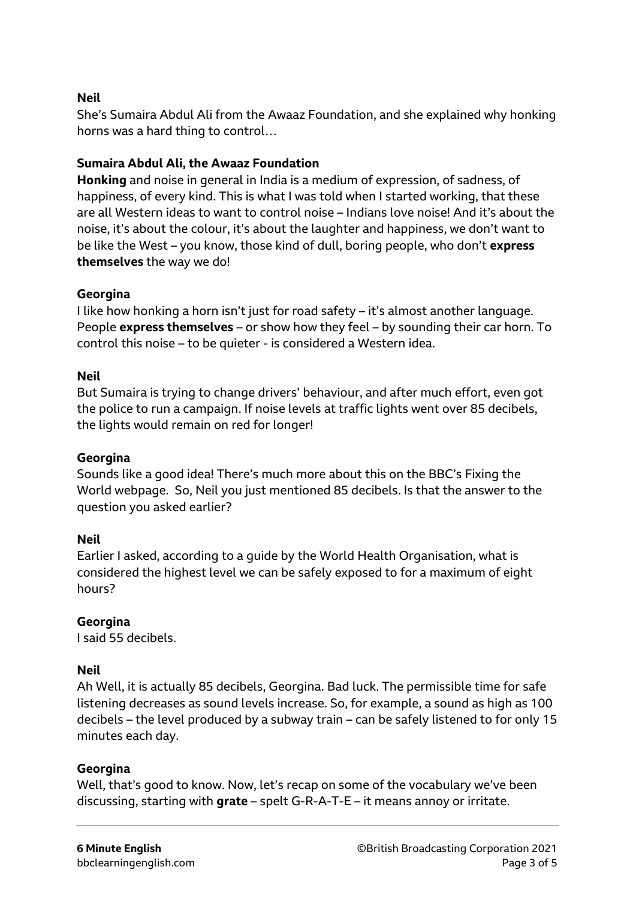**Neil**
She's Sumaira Abdul Ali from the Awaaz Foundation, and she explained why honking horns was a hard thing to control…

**Sumaira Abdul Ali, the Awaaz Foundation**
**Honking** and noise in general in India is a medium of expression, of sadness, of happiness, of every kind. This is what I was told when I started working, that these are all Western ideas to want to control noise – Indians love noise! And it's about the noise, it's about the colour, it's about the laughter and happiness, we don't want to be like the West – you know, those kind of dull, boring people, who don't **express themselves** the way we do!

**Georgina**
I like how honking a horn isn't just for road safety – it's almost another language. People **express themselves** – or show how they feel – by sounding their car horn. To control this noise – to be quieter - is considered a Western idea.

**Neil**
But Sumaira is trying to change drivers' behaviour, and after much effort, even got the police to run a campaign. If noise levels at traffic lights went over 85 decibels, the lights would remain on red for longer!

**Georgina**
Sounds like a good idea! There's much more about this on the BBC's Fixing the World webpage. So, Neil you just mentioned 85 decibels. Is that the answer to the question you asked earlier?

**Neil**
Earlier I asked, according to a guide by the World Health Organisation, what is considered the highest level we can be safely exposed to for a maximum of eight hours?

**Georgina**
I said 55 decibels.

**Neil**
Ah Well, it is actually 85 decibels, Georgina. Bad luck. The permissible time for safe listening decreases as sound levels increase. So, for example, a sound as high as 100 decibels – the level produced by a subway train – can be safely listened to for only 15 minutes each day.

**Georgina**
Well, that's good to know. Now, let's recap on some of the vocabulary we've been discussing, starting with **grate** – spelt G-R-A-T-E – it means annoy or irritate.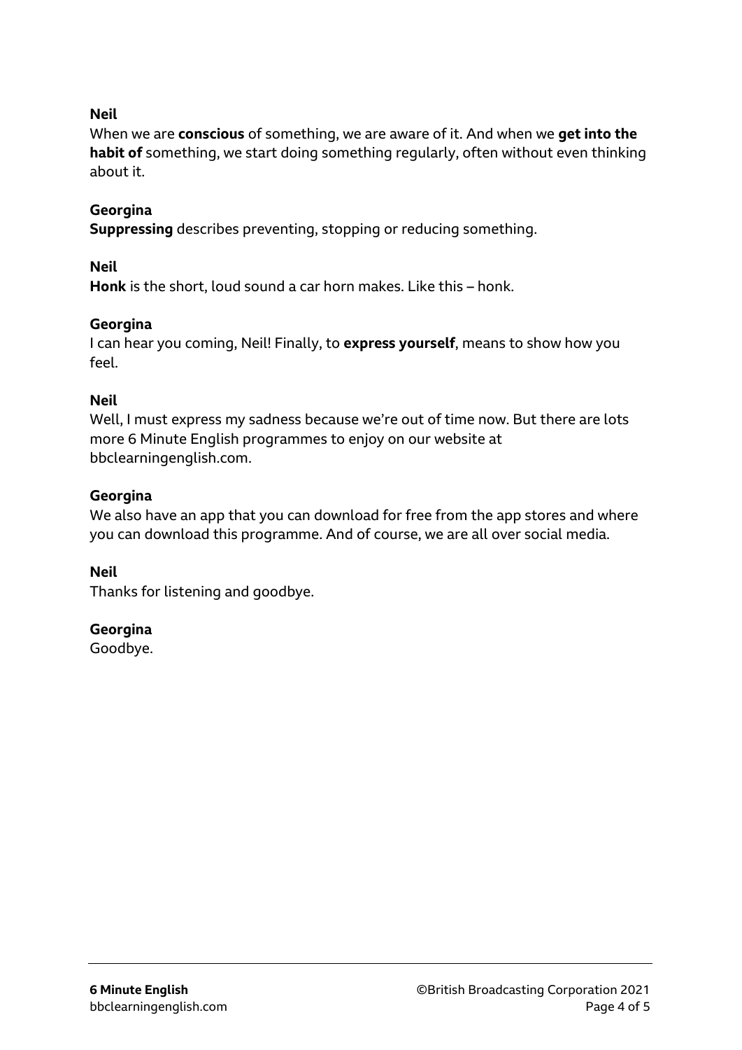**Neil**
When we are **conscious** of something, we are aware of it. And when we **get into the habit of** something, we start doing something regularly, often without even thinking about it.

**Georgina**
**Suppressing** describes preventing, stopping or reducing something.

**Neil**
**Honk** is the short, loud sound a car horn makes. Like this – honk.

**Georgina**
I can hear you coming, Neil! Finally, to **express yourself**, means to show how you feel.

**Neil**
Well, I must express my sadness because we're out of time now. But there are lots more 6 Minute English programmes to enjoy on our website at bbclearningenglish.com.

**Georgina**
We also have an app that you can download for free from the app stores and where you can download this programme. And of course, we are all over social media.

**Neil**
Thanks for listening and goodbye.

**Georgina**
Goodbye.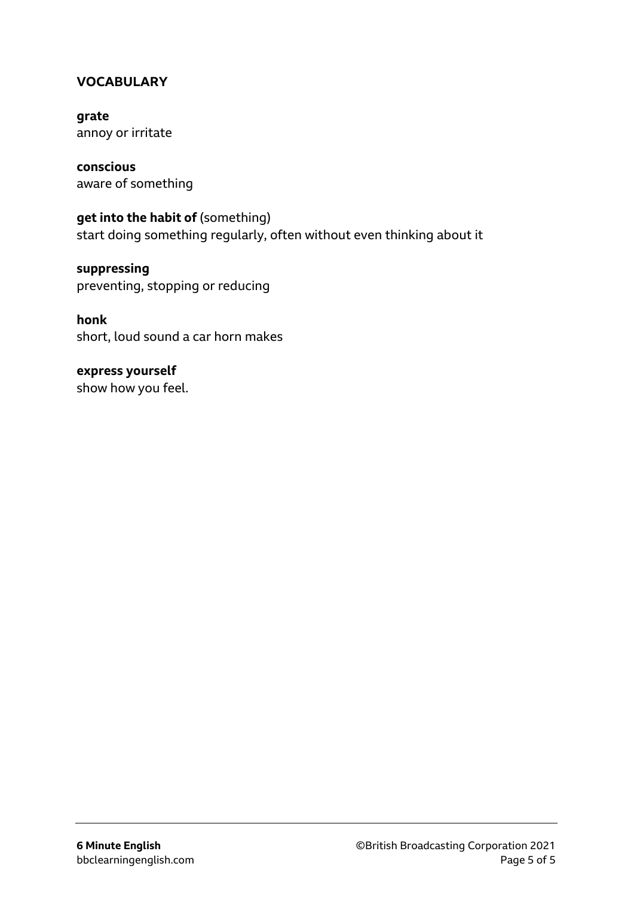## VOCABULARY

**grate**
annoy or irritate

**conscious**
aware of something

**get into the habit of** (something)
start doing something regularly, often without even thinking about it

**suppressing**
preventing, stopping or reducing

**honk**
short, loud sound a car horn makes

**express yourself**
show how you feel.